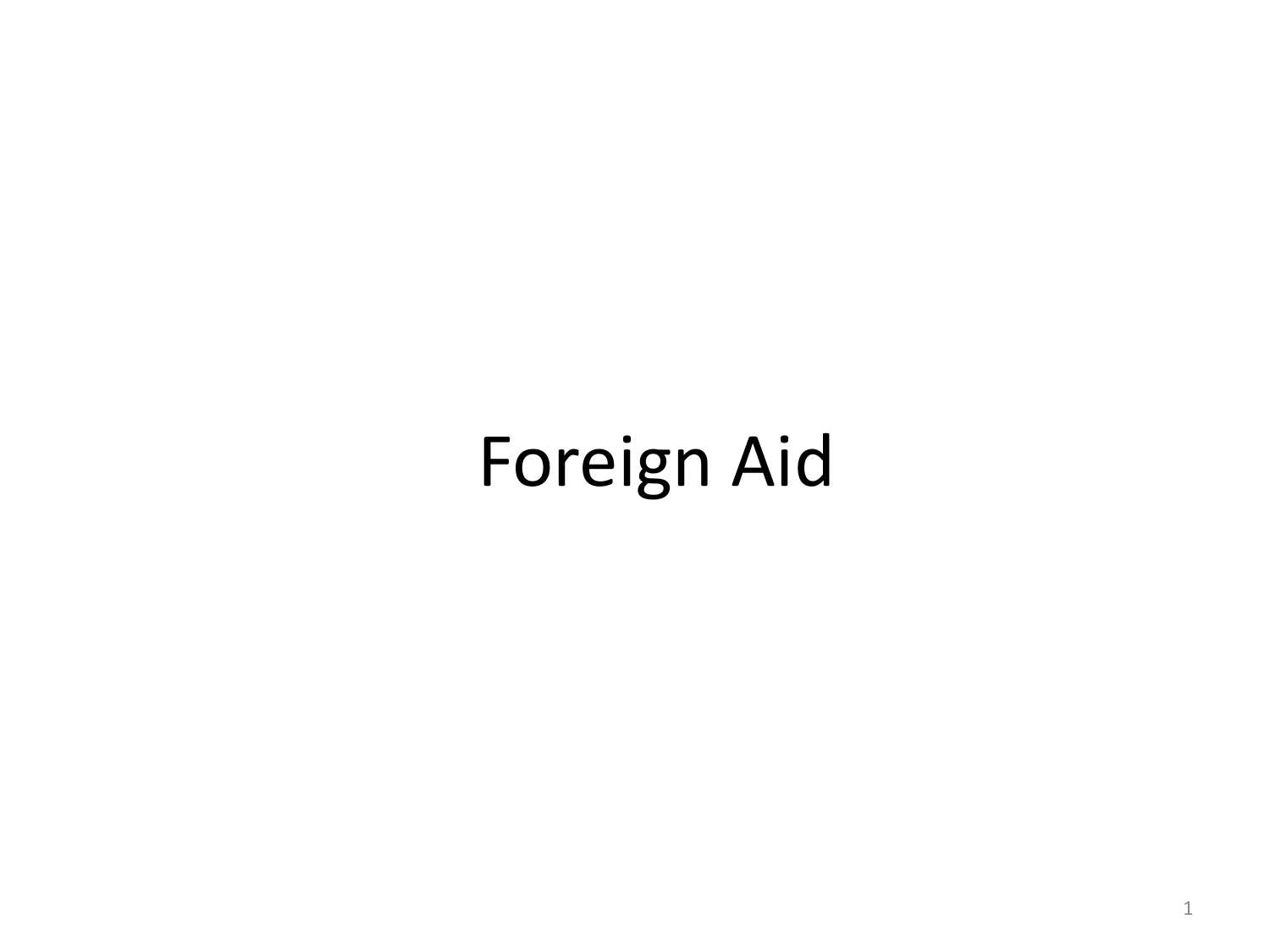# Foreign Aid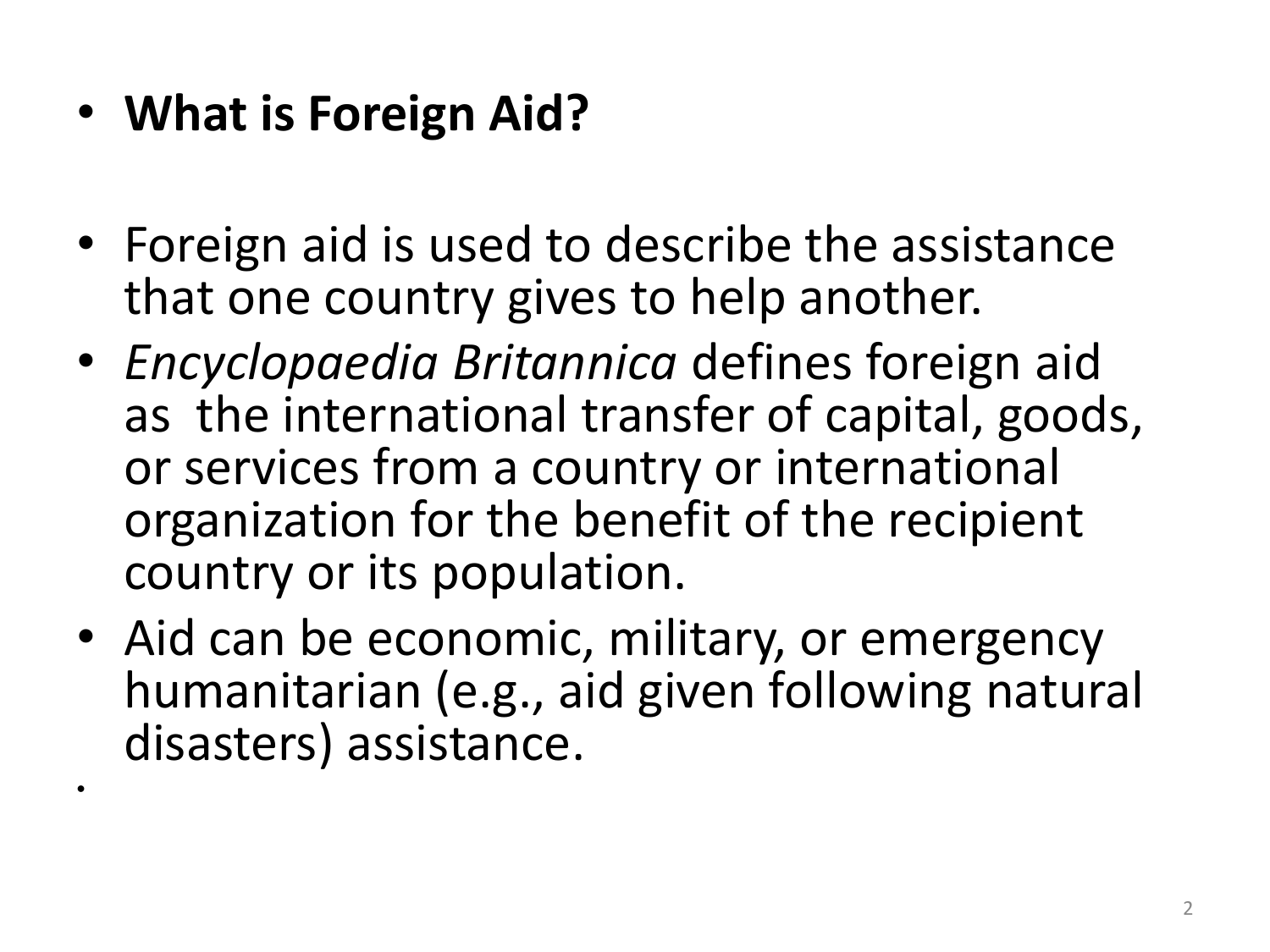- **What is Foreign Aid?**

- Foreign aid is used to describe the assistance that one country gives to help another.
- *Encyclopaedia Britannica* defines foreign aid as the international transfer of capital, goods, or services from a country or international organization for the benefit of the recipient country or its population.
- Aid can be economic, military, or emergency humanitarian (e.g., aid given following natural disasters) assistance.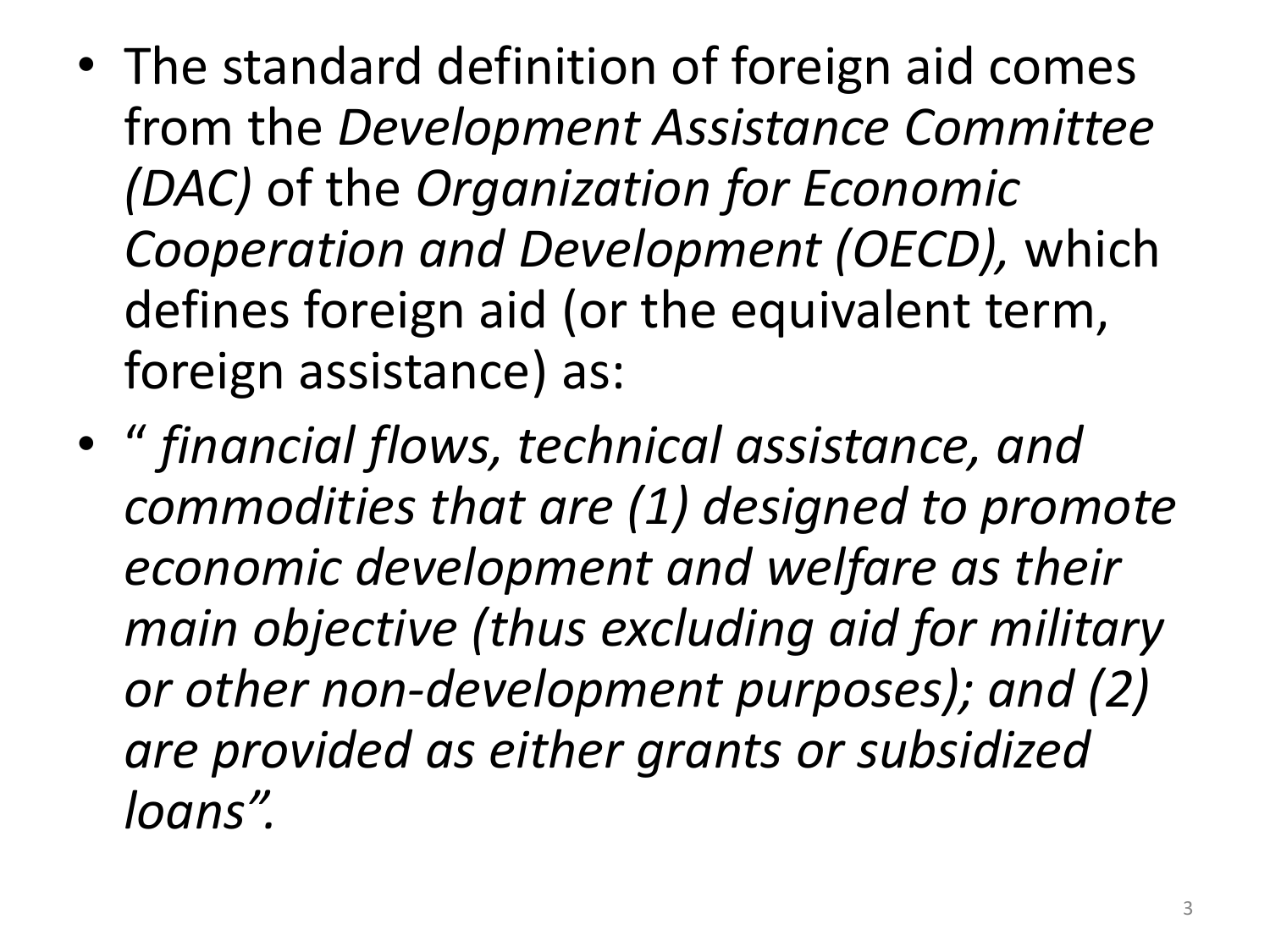- The standard definition of foreign aid comes from the *Development Assistance Committee (DAC)* of the *Organization for Economic Cooperation and Development (OECD),* which defines foreign aid (or the equivalent term, foreign assistance) as:
- " *financial flows, technical assistance, and commodities that are (1) designed to promote economic development and welfare as their main objective (thus excluding aid for military or other non-development purposes); and (2) are provided as either grants or subsidized loans".*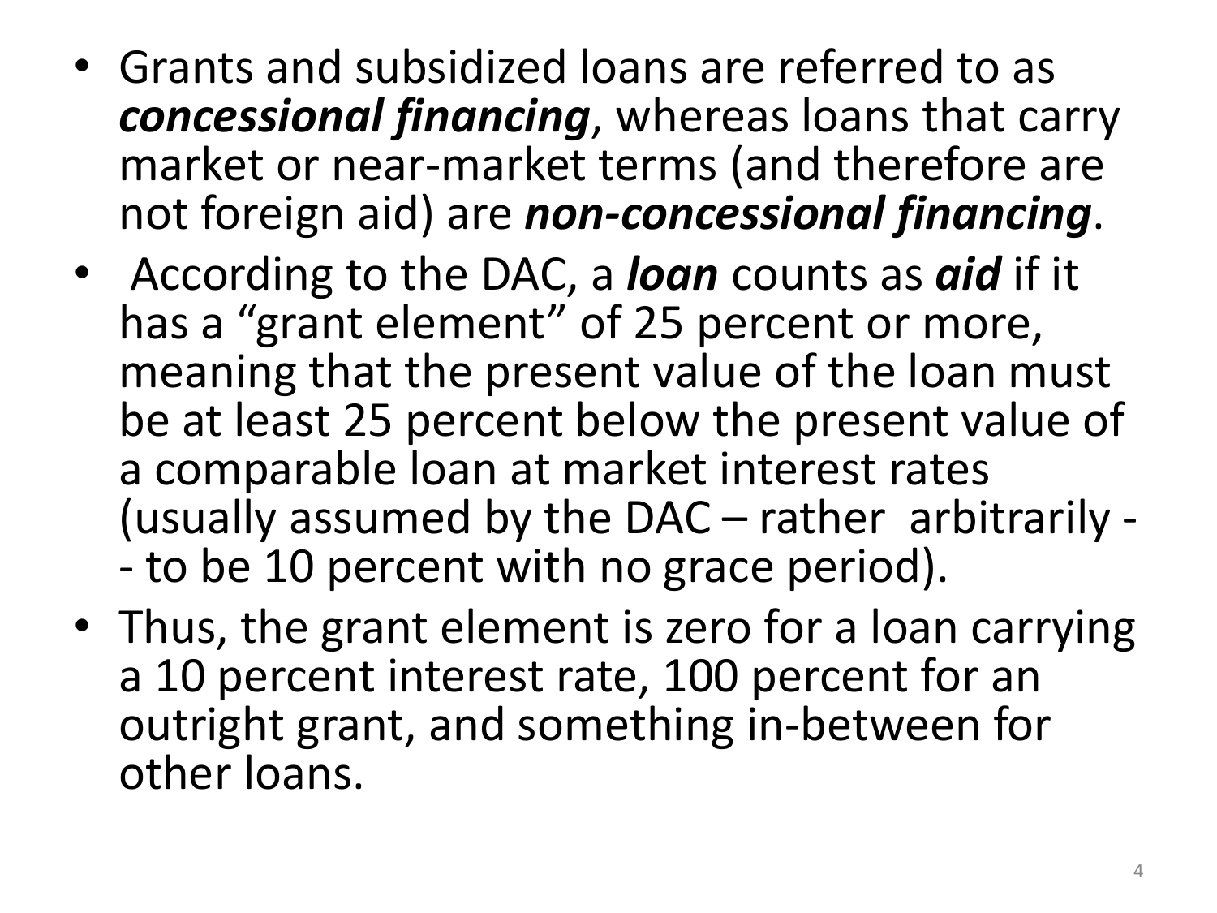- Grants and subsidized loans are referred to as ***concessional financing***, whereas loans that carry market or near-market terms (and therefore are not foreign aid) are ***non-concessional financing***.
- According to the DAC, a ***loan*** counts as ***aid*** if it has a "grant element" of 25 percent or more, meaning that the present value of the loan must be at least 25 percent below the present value of a comparable loan at market interest rates (usually assumed by the DAC – rather arbitrarily -- to be 10 percent with no grace period).
- Thus, the grant element is zero for a loan carrying a 10 percent interest rate, 100 percent for an outright grant, and something in-between for other loans.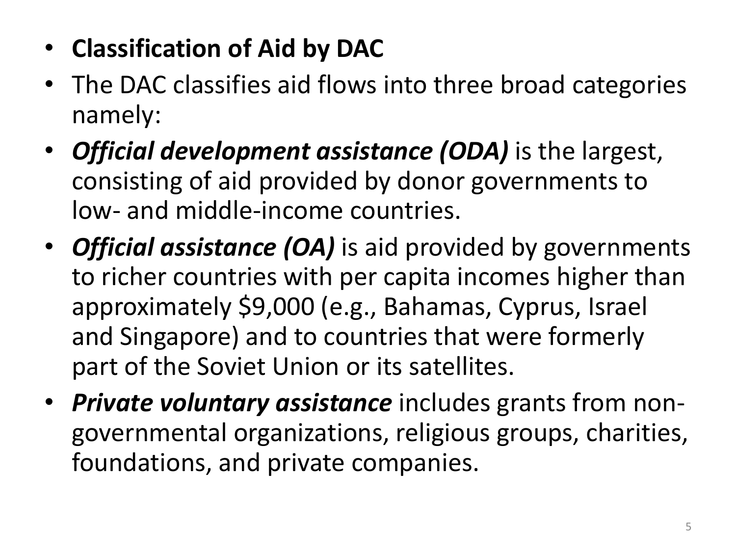- **Classification of Aid by DAC**
- The DAC classifies aid flows into three broad categories namely:
- ***Official development assistance (ODA)*** is the largest, consisting of aid provided by donor governments to low- and middle-income countries.
- ***Official assistance (OA)*** is aid provided by governments to richer countries with per capita incomes higher than approximately $9,000 (e.g., Bahamas, Cyprus, Israel and Singapore) and to countries that were formerly part of the Soviet Union or its satellites.
- ***Private voluntary assistance*** includes grants from non-governmental organizations, religious groups, charities, foundations, and private companies.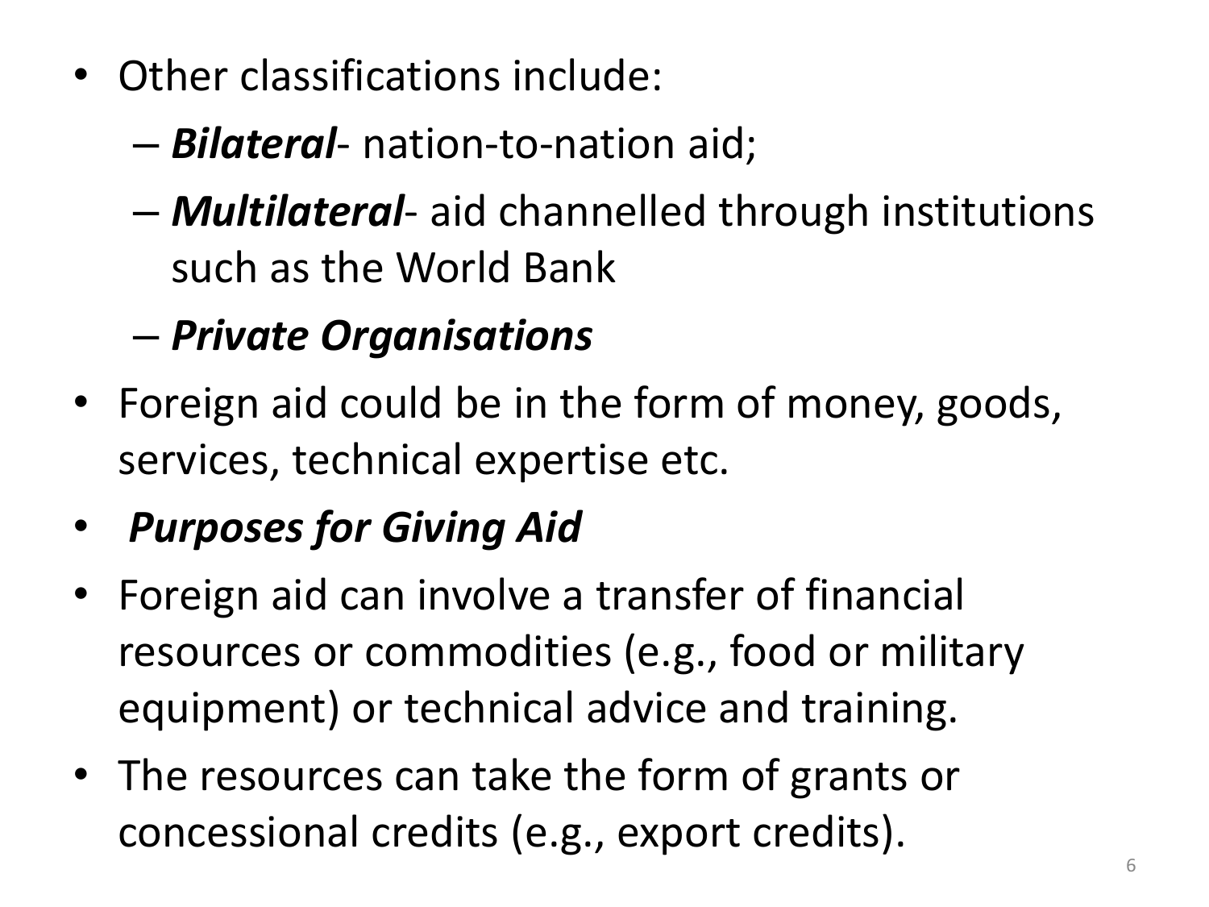- Other classifications include:
  - ***Bilateral***- nation-to-nation aid;
  - ***Multilateral***- aid channelled through institutions such as the World Bank
  - ***Private Organisations***
- Foreign aid could be in the form of money, goods, services, technical expertise etc.
- ***Purposes for Giving Aid***
- Foreign aid can involve a transfer of financial resources or commodities (e.g., food or military equipment) or technical advice and training.
- The resources can take the form of grants or concessional credits (e.g., export credits).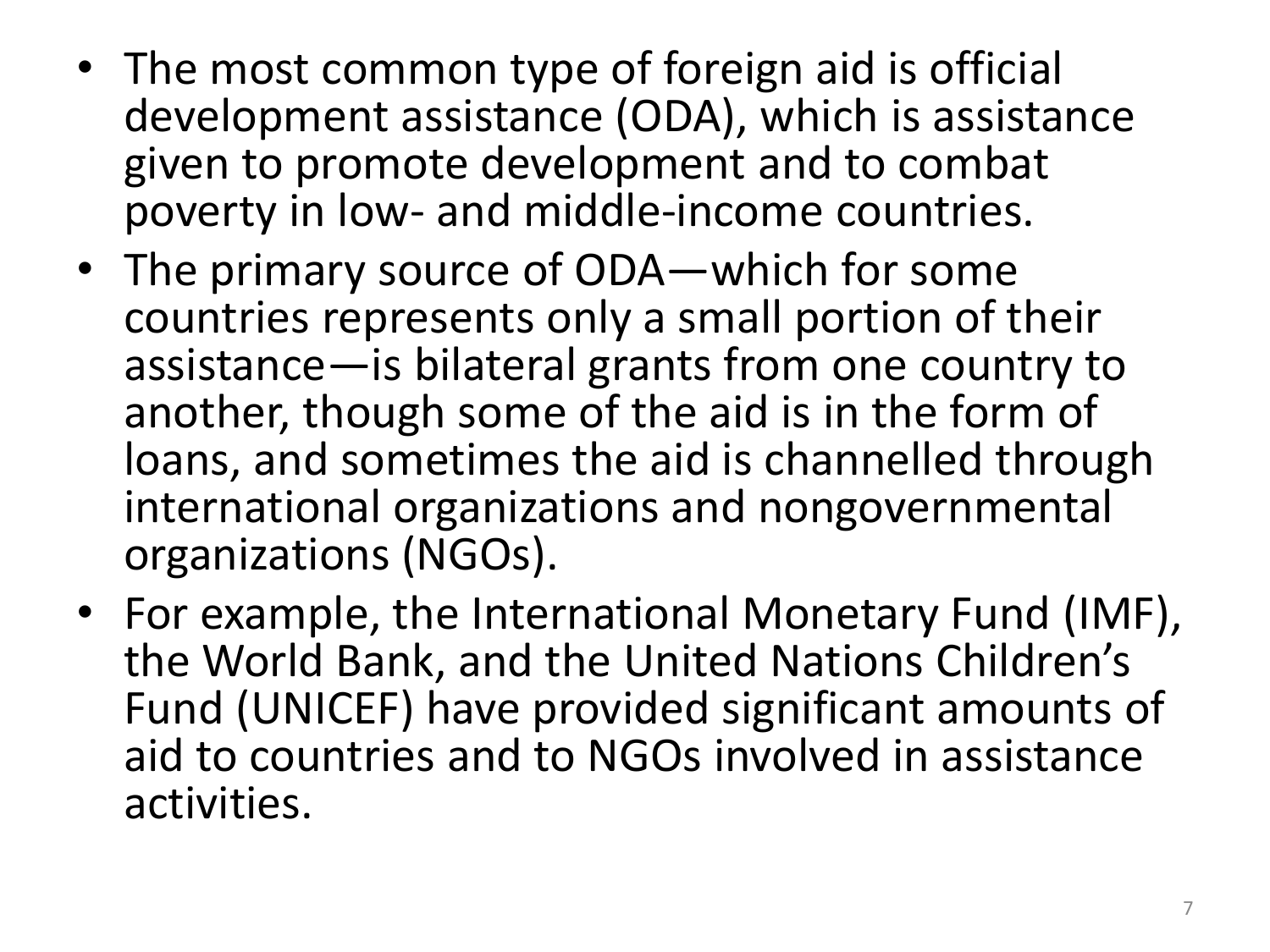- The most common type of foreign aid is official development assistance (ODA), which is assistance given to promote development and to combat poverty in low- and middle-income countries.
- The primary source of ODA—which for some countries represents only a small portion of their assistance—is bilateral grants from one country to another, though some of the aid is in the form of loans, and sometimes the aid is channelled through international organizations and nongovernmental organizations (NGOs).
- For example, the International Monetary Fund (IMF), the World Bank, and the United Nations Children's Fund (UNICEF) have provided significant amounts of aid to countries and to NGOs involved in assistance activities.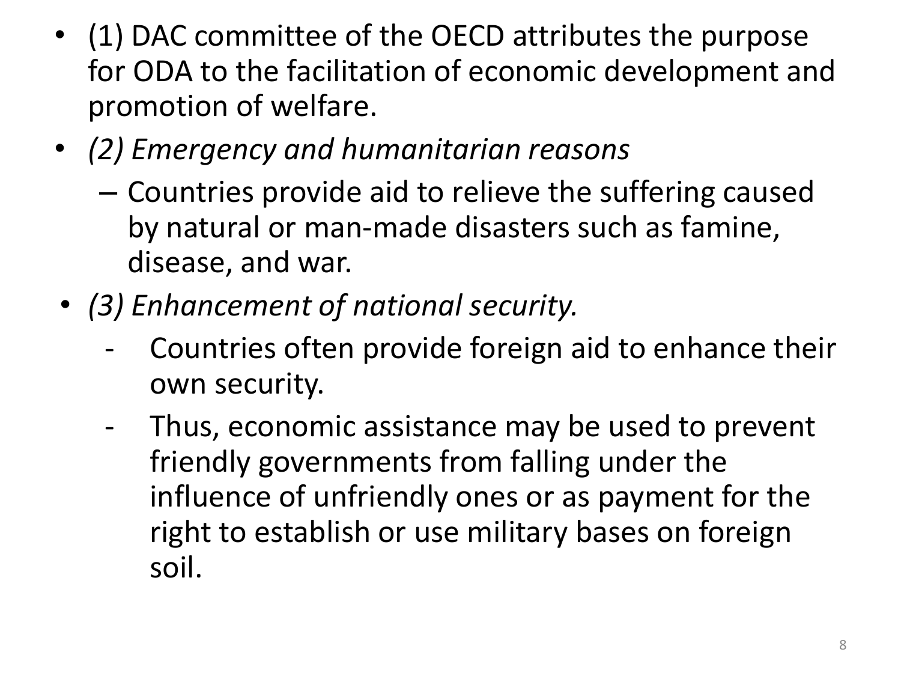- (1) DAC committee of the OECD attributes the purpose for ODA to the facilitation of economic development and promotion of welfare.
- *(2) Emergency and humanitarian reasons*
  - Countries provide aid to relieve the suffering caused by natural or man-made disasters such as famine, disease, and war.
- *(3) Enhancement of national security.*
  - Countries often provide foreign aid to enhance their own security.
  - Thus, economic assistance may be used to prevent friendly governments from falling under the influence of unfriendly ones or as payment for the right to establish or use military bases on foreign soil.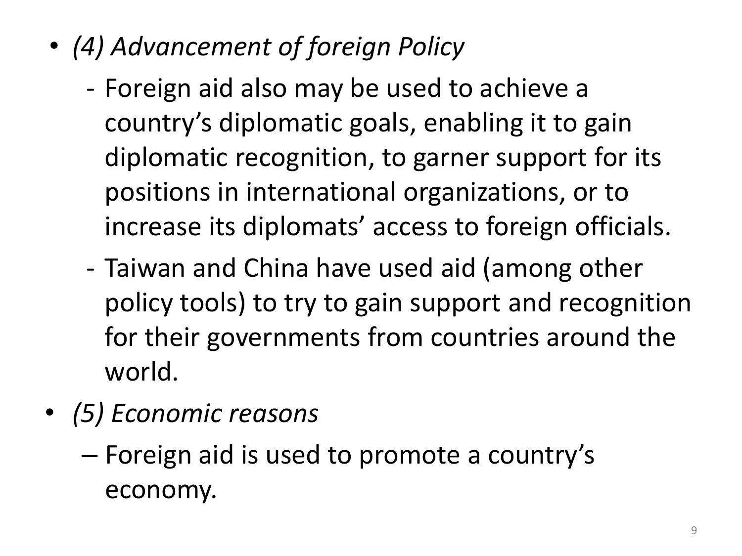- *(4) Advancement of foreign Policy*
  - Foreign aid also may be used to achieve a country's diplomatic goals, enabling it to gain diplomatic recognition, to garner support for its positions in international organizations, or to increase its diplomats' access to foreign officials.
  - Taiwan and China have used aid (among other policy tools) to try to gain support and recognition for their governments from countries around the world.
- *(5) Economic reasons*
  - Foreign aid is used to promote a country's economy.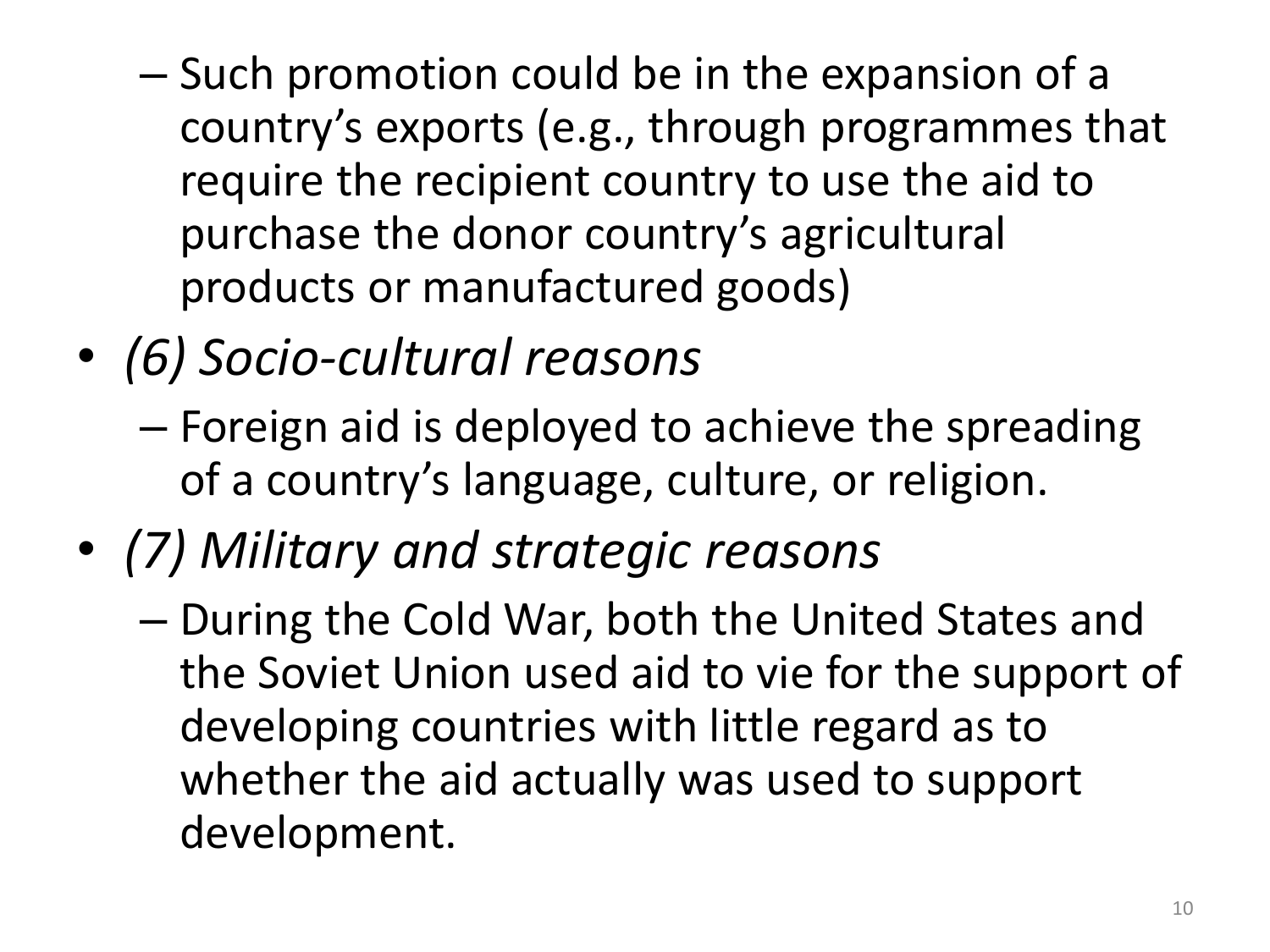- Such promotion could be in the expansion of a country’s exports (e.g., through programmes that require the recipient country to use the aid to purchase the donor country’s agricultural products or manufactured goods)
- *(6) Socio-cultural reasons*
  - Foreign aid is deployed to achieve the spreading of a country’s language, culture, or religion.
- *(7) Military and strategic reasons*
  - During the Cold War, both the United States and the Soviet Union used aid to vie for the support of developing countries with little regard as to whether the aid actually was used to support development.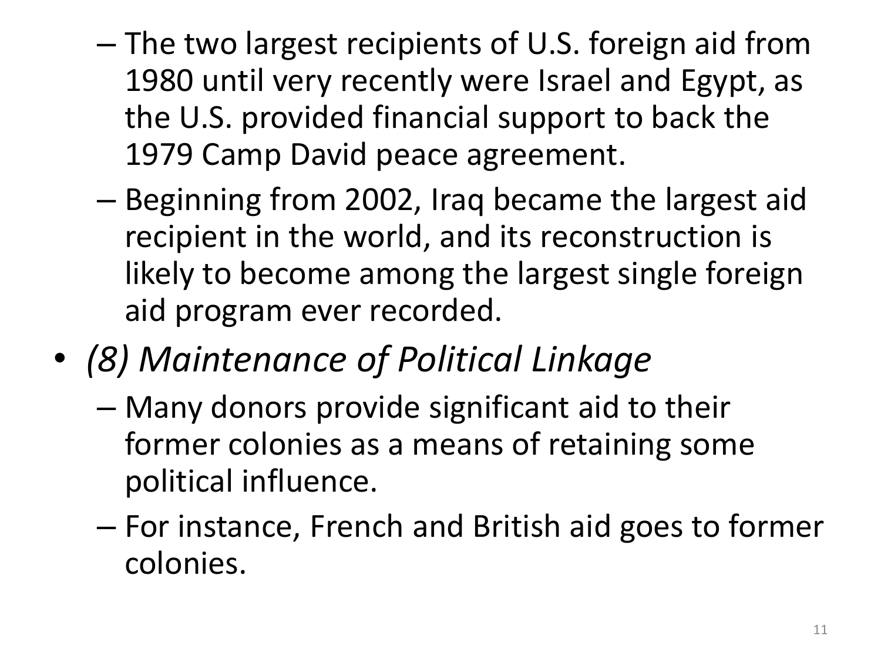- The two largest recipients of U.S. foreign aid from 1980 until very recently were Israel and Egypt, as the U.S. provided financial support to back the 1979 Camp David peace agreement.
- Beginning from 2002, Iraq became the largest aid recipient in the world, and its reconstruction is likely to become among the largest single foreign aid program ever recorded.

- *(8) Maintenance of Political Linkage*
  - Many donors provide significant aid to their former colonies as a means of retaining some political influence.
  - For instance, French and British aid goes to former colonies.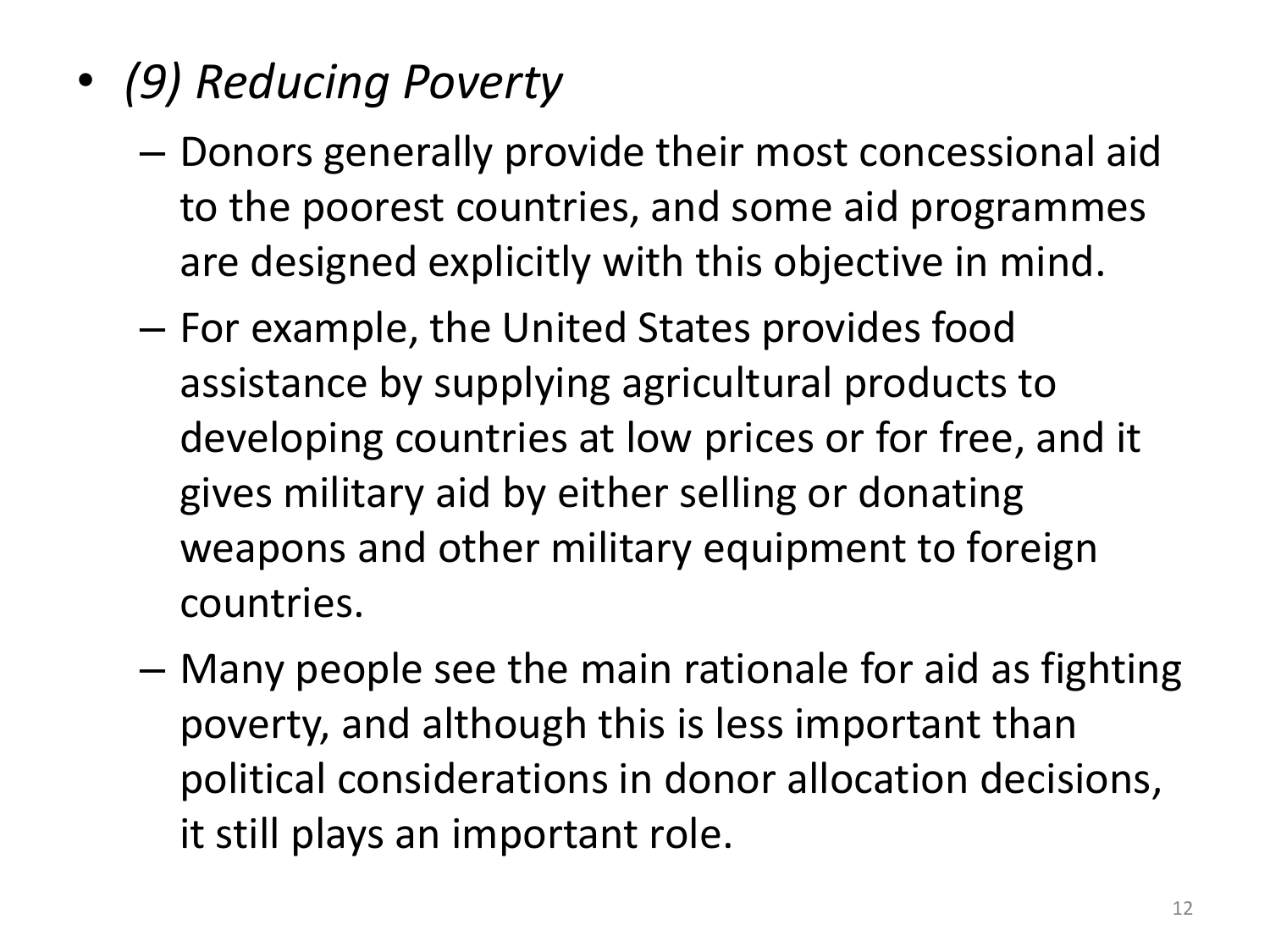- *(9) Reducing Poverty*
  - Donors generally provide their most concessional aid to the poorest countries, and some aid programmes are designed explicitly with this objective in mind.
  - For example, the United States provides food assistance by supplying agricultural products to developing countries at low prices or for free, and it gives military aid by either selling or donating weapons and other military equipment to foreign countries.
  - Many people see the main rationale for aid as fighting poverty, and although this is less important than political considerations in donor allocation decisions, it still plays an important role.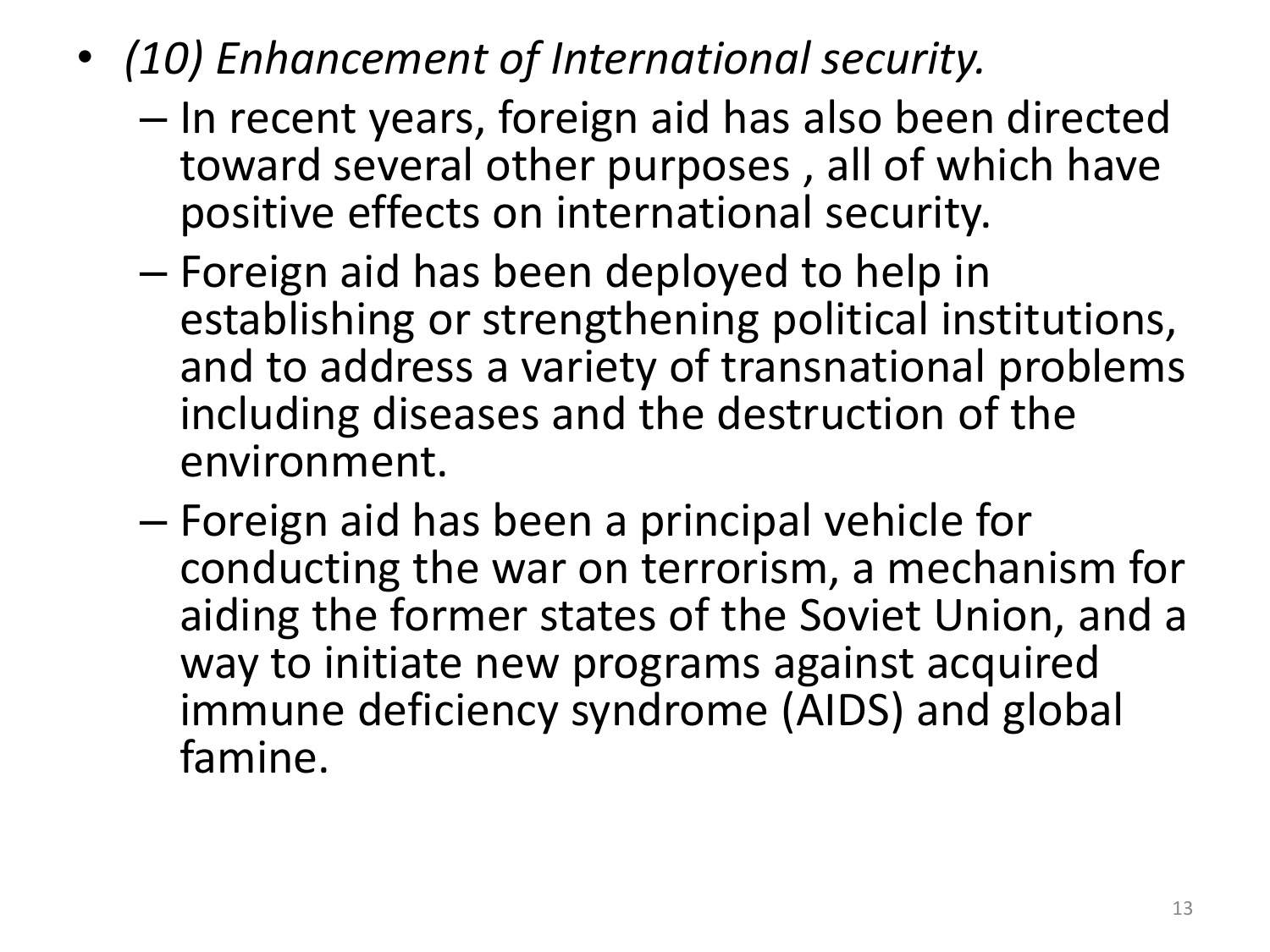- *(10) Enhancement of International security.*
  - In recent years, foreign aid has also been directed toward several other purposes , all of which have positive effects on international security.
  - Foreign aid has been deployed to help in establishing or strengthening political institutions, and to address a variety of transnational problems including diseases and the destruction of the environment.
  - Foreign aid has been a principal vehicle for conducting the war on terrorism, a mechanism for aiding the former states of the Soviet Union, and a way to initiate new programs against acquired immune deficiency syndrome (AIDS) and global famine.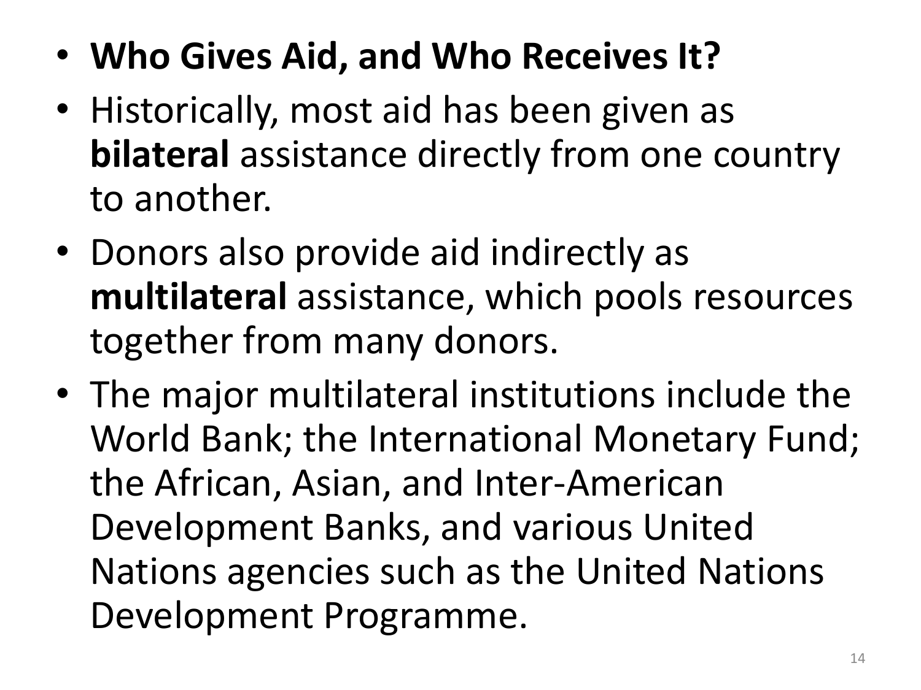- **Who Gives Aid, and Who Receives It?**
- Historically, most aid has been given as **bilateral** assistance directly from one country to another.
- Donors also provide aid indirectly as **multilateral** assistance, which pools resources together from many donors.
- The major multilateral institutions include the World Bank; the International Monetary Fund; the African, Asian, and Inter-American Development Banks, and various United Nations agencies such as the United Nations Development Programme.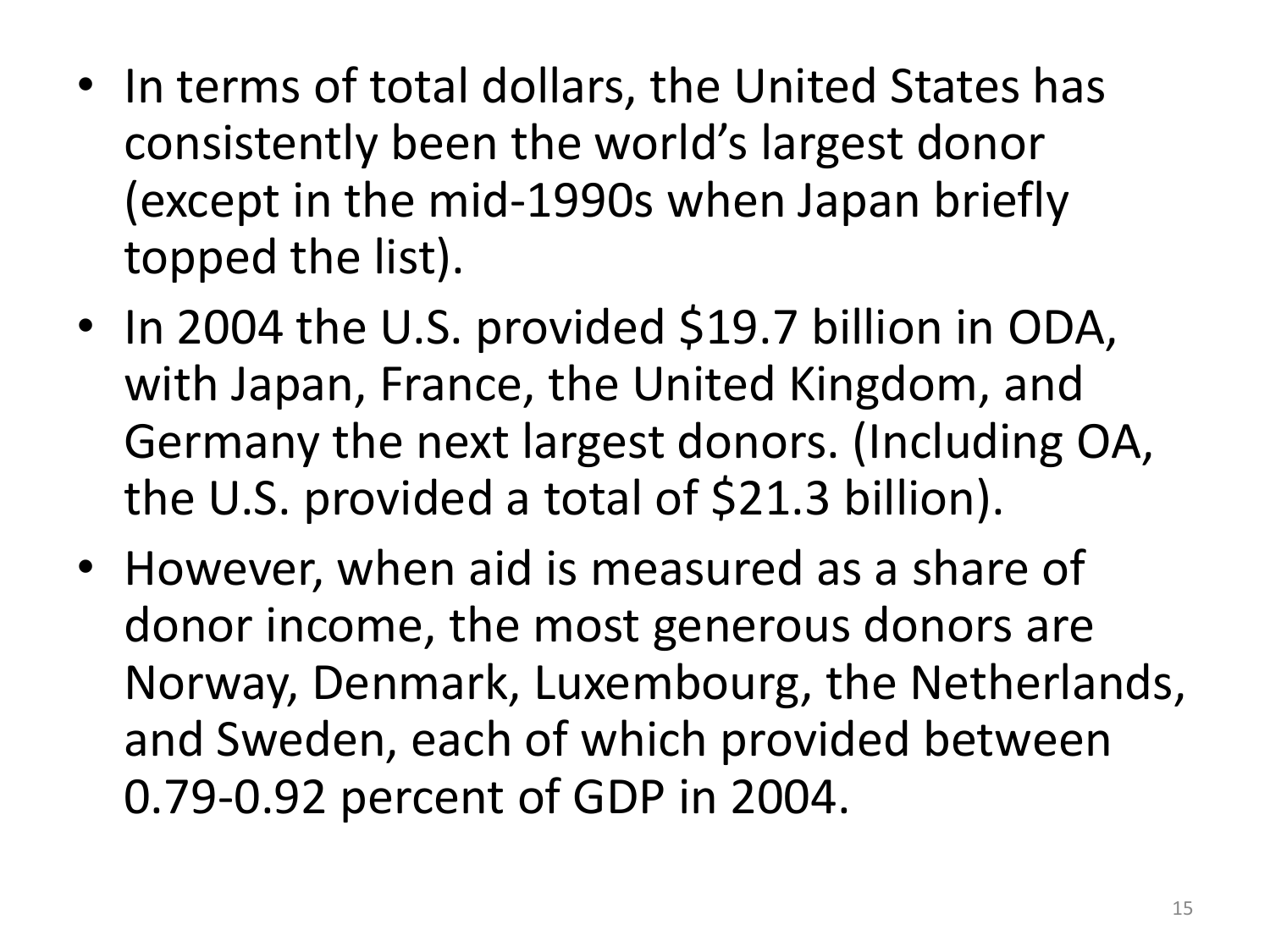- In terms of total dollars, the United States has consistently been the world's largest donor (except in the mid-1990s when Japan briefly topped the list).
- In 2004 the U.S. provided $19.7 billion in ODA, with Japan, France, the United Kingdom, and Germany the next largest donors. (Including OA, the U.S. provided a total of $21.3 billion).
- However, when aid is measured as a share of donor income, the most generous donors are Norway, Denmark, Luxembourg, the Netherlands, and Sweden, each of which provided between 0.79-0.92 percent of GDP in 2004.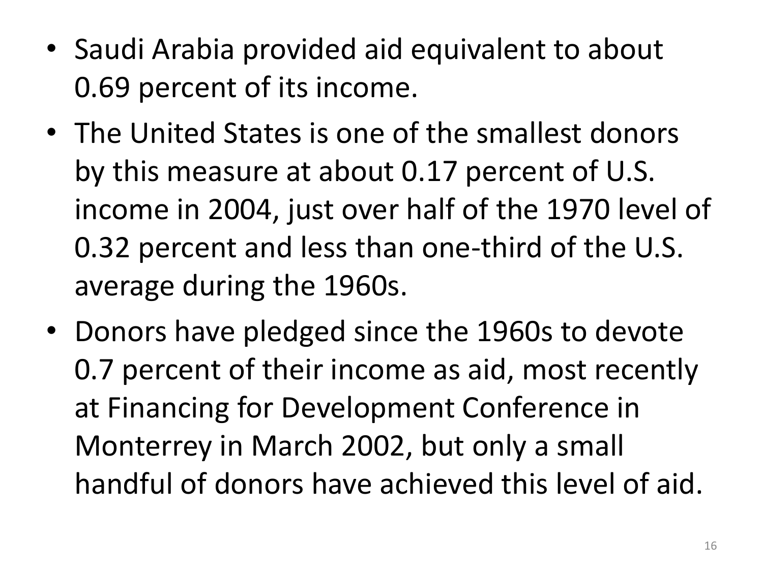- Saudi Arabia provided aid equivalent to about 0.69 percent of its income.
- The United States is one of the smallest donors by this measure at about 0.17 percent of U.S. income in 2004, just over half of the 1970 level of 0.32 percent and less than one-third of the U.S. average during the 1960s.
- Donors have pledged since the 1960s to devote 0.7 percent of their income as aid, most recently at Financing for Development Conference in Monterrey in March 2002, but only a small handful of donors have achieved this level of aid.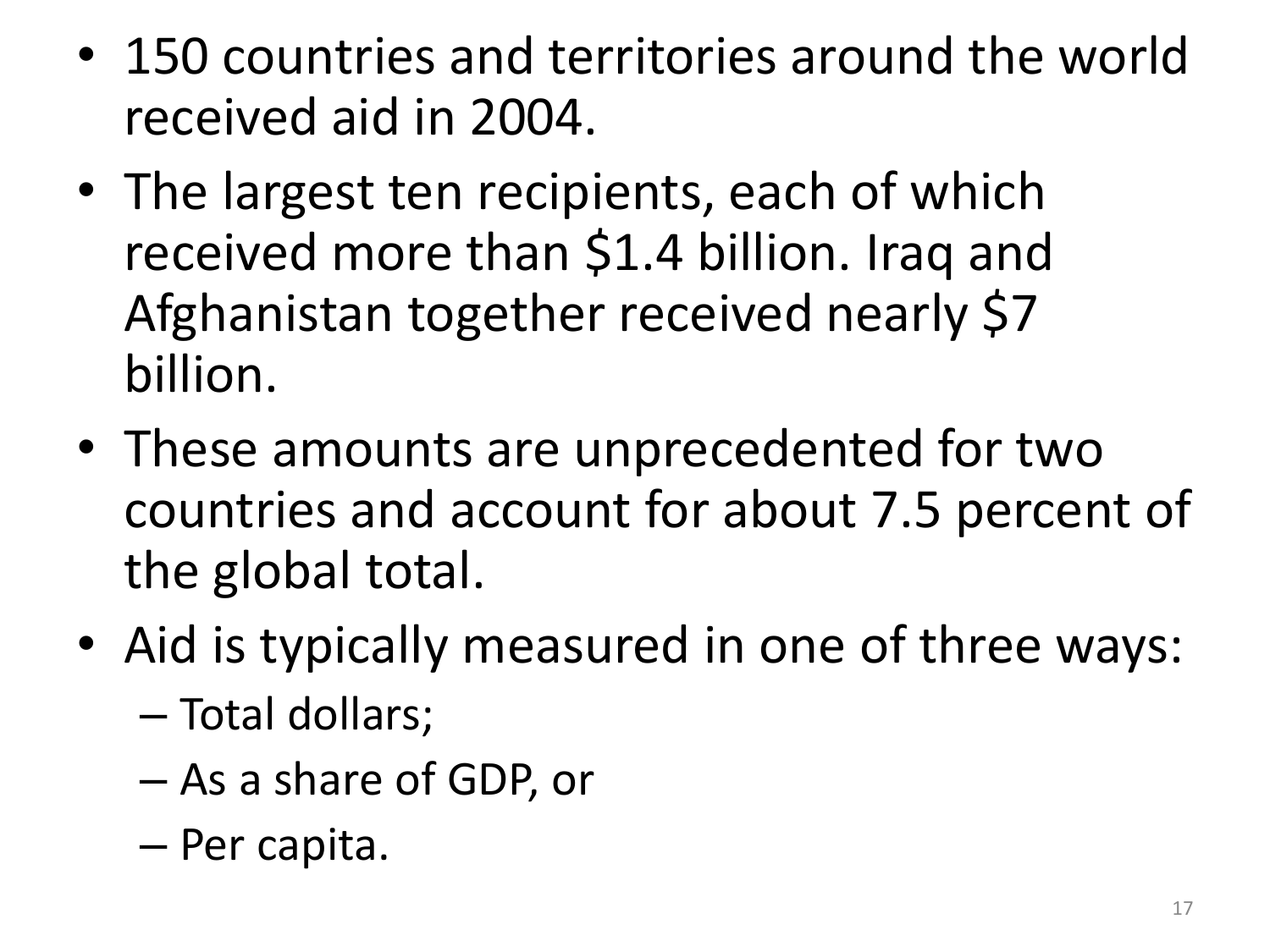- 150 countries and territories around the world received aid in 2004.
- The largest ten recipients, each of which received more than $1.4 billion. Iraq and Afghanistan together received nearly $7 billion.
- These amounts are unprecedented for two countries and account for about 7.5 percent of the global total.
- Aid is typically measured in one of three ways:
  - Total dollars;
  - As a share of GDP, or
  - Per capita.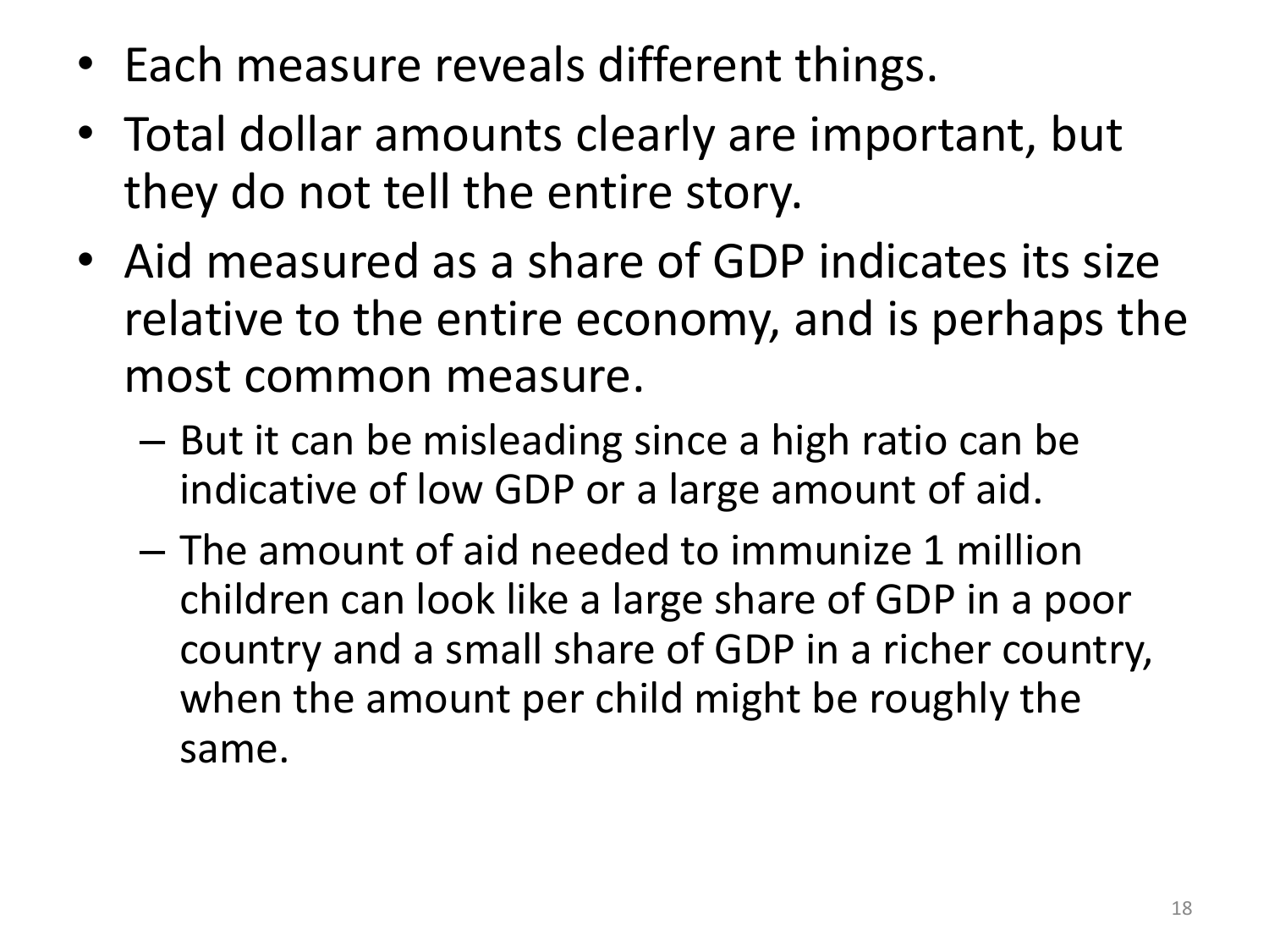- Each measure reveals different things.
- Total dollar amounts clearly are important, but they do not tell the entire story.
- Aid measured as a share of GDP indicates its size relative to the entire economy, and is perhaps the most common measure.
  - But it can be misleading since a high ratio can be indicative of low GDP or a large amount of aid.
  - The amount of aid needed to immunize 1 million children can look like a large share of GDP in a poor country and a small share of GDP in a richer country, when the amount per child might be roughly the same.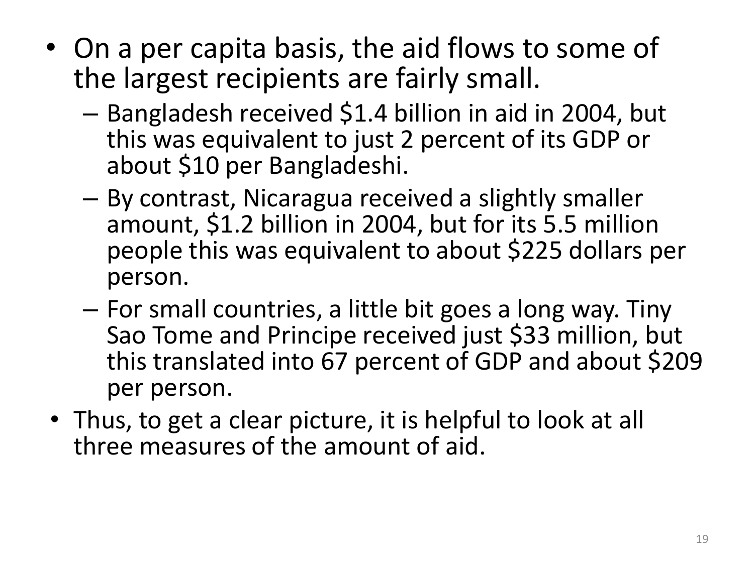- On a per capita basis, the aid flows to some of the largest recipients are fairly small.
  - Bangladesh received $1.4 billion in aid in 2004, but this was equivalent to just 2 percent of its GDP or about $10 per Bangladeshi.
  - By contrast, Nicaragua received a slightly smaller amount, $1.2 billion in 2004, but for its 5.5 million people this was equivalent to about $225 dollars per person.
  - For small countries, a little bit goes a long way. Tiny Sao Tome and Principe received just $33 million, but this translated into 67 percent of GDP and about $209 per person.
- Thus, to get a clear picture, it is helpful to look at all three measures of the amount of aid.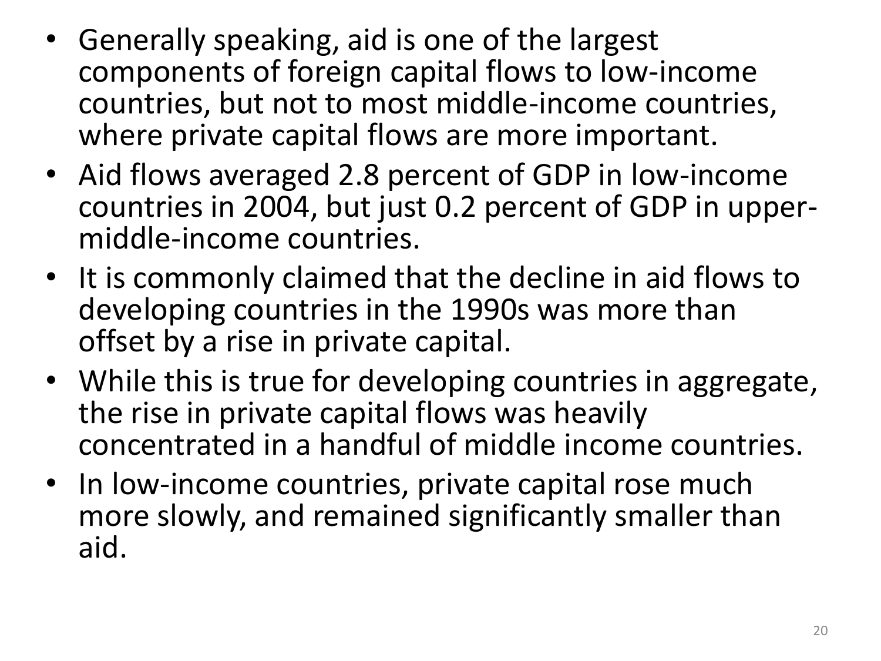- Generally speaking, aid is one of the largest components of foreign capital flows to low-income countries, but not to most middle-income countries, where private capital flows are more important.
- Aid flows averaged 2.8 percent of GDP in low-income countries in 2004, but just 0.2 percent of GDP in upper-middle-income countries.
- It is commonly claimed that the decline in aid flows to developing countries in the 1990s was more than offset by a rise in private capital.
- While this is true for developing countries in aggregate, the rise in private capital flows was heavily concentrated in a handful of middle income countries.
- In low-income countries, private capital rose much more slowly, and remained significantly smaller than aid.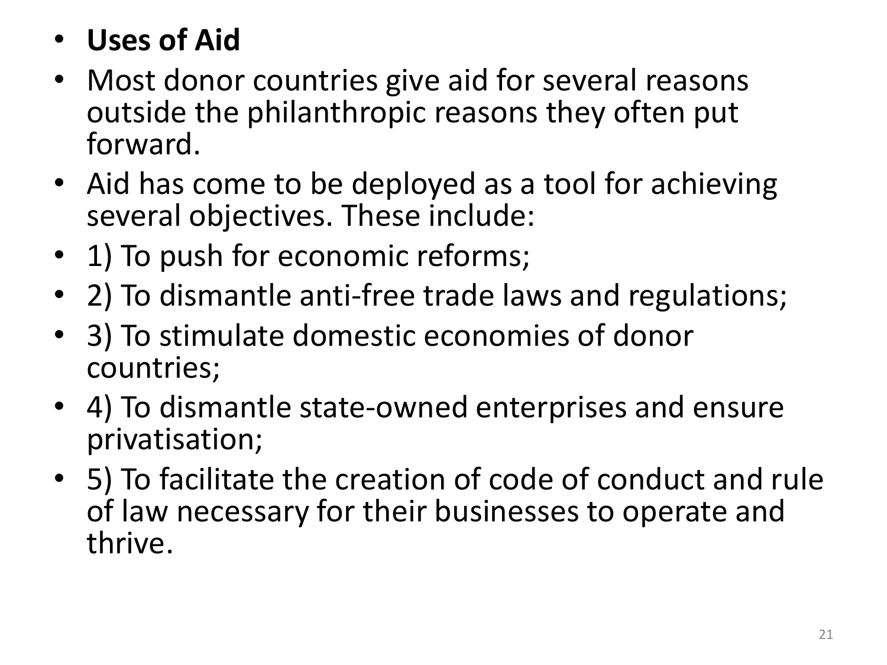- **Uses of Aid**
- Most donor countries give aid for several reasons outside the philanthropic reasons they often put forward.
- Aid has come to be deployed as a tool for achieving several objectives. These include:
- 1) To push for economic reforms;
- 2) To dismantle anti-free trade laws and regulations;
- 3) To stimulate domestic economies of donor countries;
- 4) To dismantle state-owned enterprises and ensure privatisation;
- 5) To facilitate the creation of code of conduct and rule of law necessary for their businesses to operate and thrive.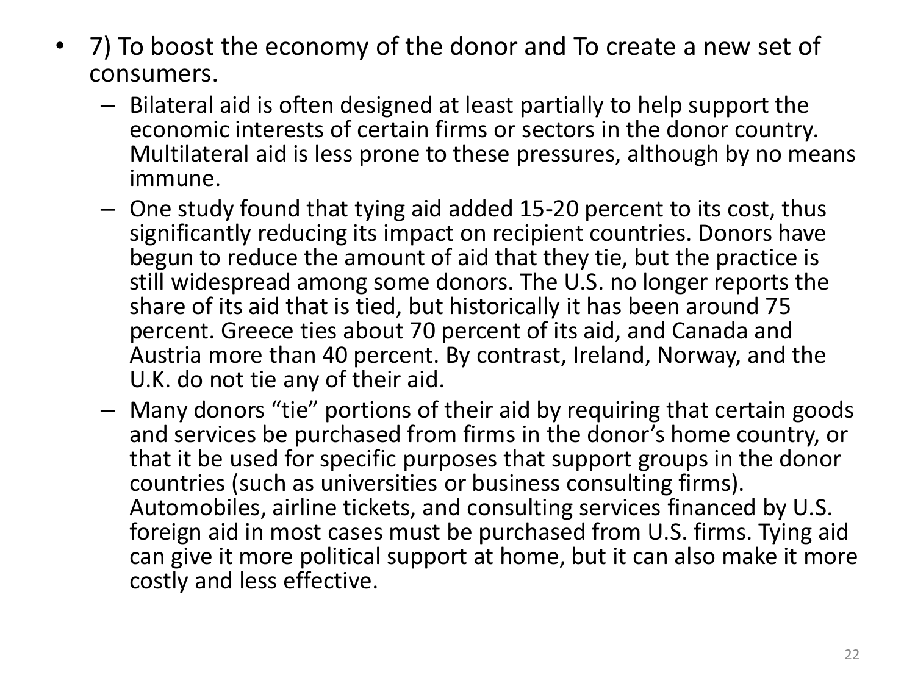- 7) To boost the economy of the donor and To create a new set of consumers.
  - Bilateral aid is often designed at least partially to help support the economic interests of certain firms or sectors in the donor country. Multilateral aid is less prone to these pressures, although by no means immune.
  - One study found that tying aid added 15-20 percent to its cost, thus significantly reducing its impact on recipient countries. Donors have begun to reduce the amount of aid that they tie, but the practice is still widespread among some donors. The U.S. no longer reports the share of its aid that is tied, but historically it has been around 75 percent. Greece ties about 70 percent of its aid, and Canada and Austria more than 40 percent. By contrast, Ireland, Norway, and the U.K. do not tie any of their aid.
  - Many donors "tie" portions of their aid by requiring that certain goods and services be purchased from firms in the donor's home country, or that it be used for specific purposes that support groups in the donor countries (such as universities or business consulting firms). Automobiles, airline tickets, and consulting services financed by U.S. foreign aid in most cases must be purchased from U.S. firms. Tying aid can give it more political support at home, but it can also make it more costly and less effective.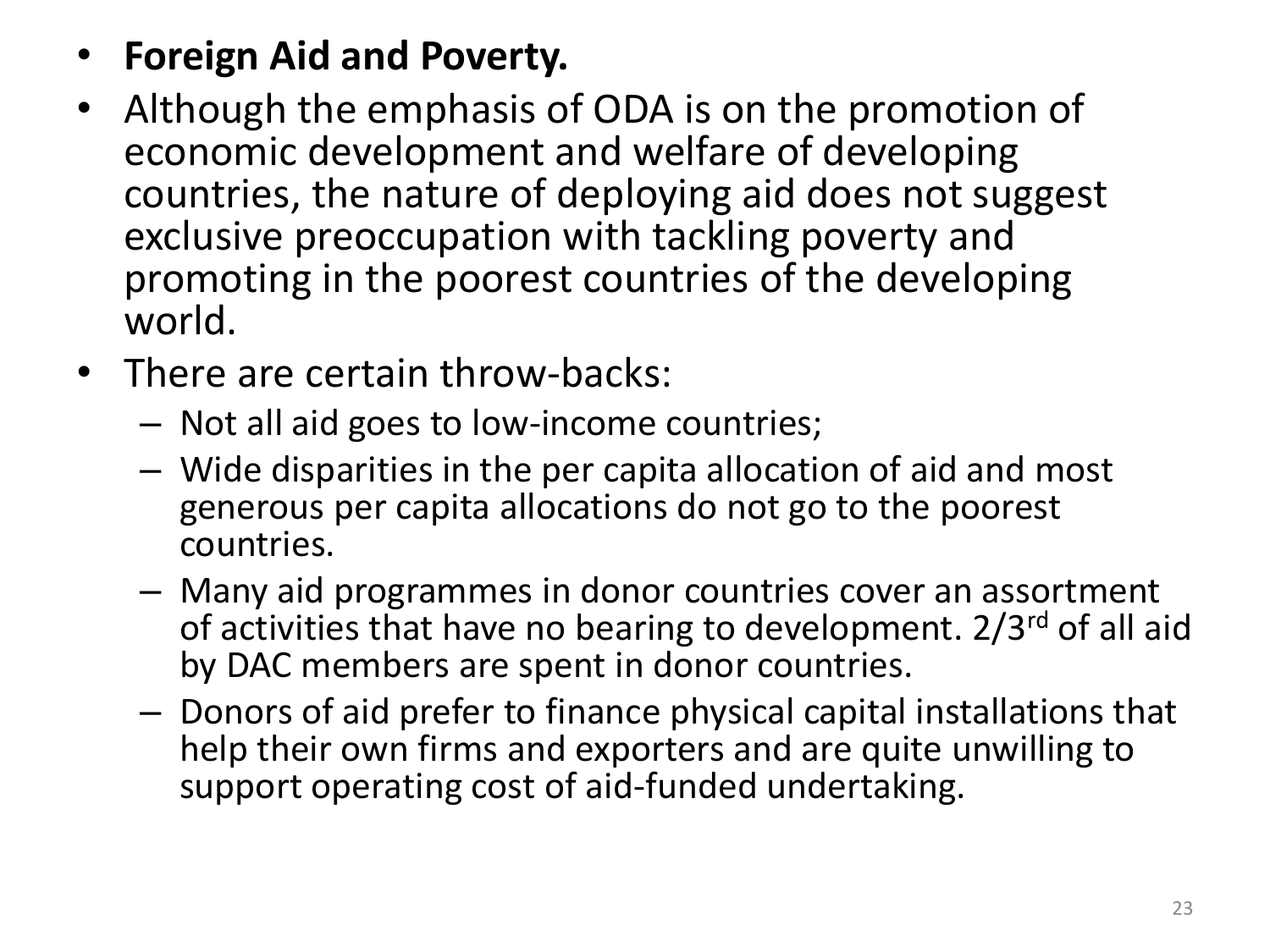- **Foreign Aid and Poverty.**
- Although the emphasis of ODA is on the promotion of economic development and welfare of developing countries, the nature of deploying aid does not suggest exclusive preoccupation with tackling poverty and promoting in the poorest countries of the developing world.
- There are certain throw-backs:
  - Not all aid goes to low-income countries;
  - Wide disparities in the per capita allocation of aid and most generous per capita allocations do not go to the poorest countries.
  - Many aid programmes in donor countries cover an assortment of activities that have no bearing to development. 2/3rd of all aid by DAC members are spent in donor countries.
  - Donors of aid prefer to finance physical capital installations that help their own firms and exporters and are quite unwilling to support operating cost of aid-funded undertaking.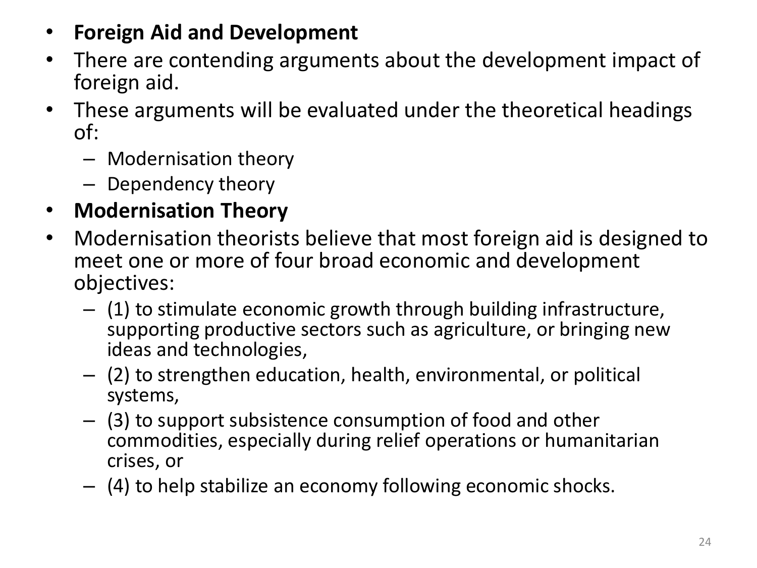- **Foreign Aid and Development**
- There are contending arguments about the development impact of foreign aid.
- These arguments will be evaluated under the theoretical headings of:
  - Modernisation theory
  - Dependency theory
- **Modernisation Theory**
- Modernisation theorists believe that most foreign aid is designed to meet one or more of four broad economic and development objectives:
  - (1) to stimulate economic growth through building infrastructure, supporting productive sectors such as agriculture, or bringing new ideas and technologies,
  - (2) to strengthen education, health, environmental, or political systems,
  - (3) to support subsistence consumption of food and other commodities, especially during relief operations or humanitarian crises, or
  - (4) to help stabilize an economy following economic shocks.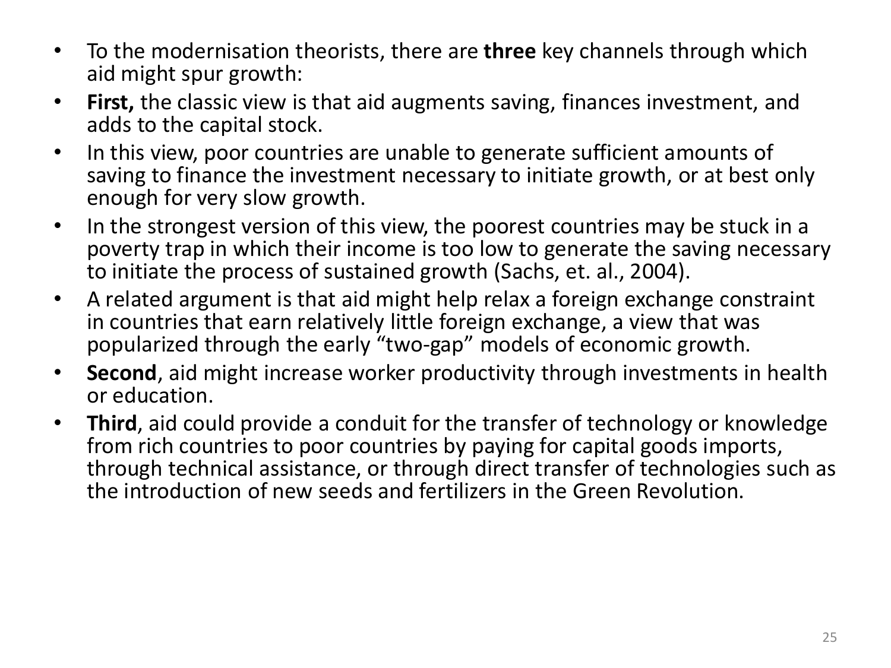- To the modernisation theorists, there are **three** key channels through which aid might spur growth:
- **First,** the classic view is that aid augments saving, finances investment, and adds to the capital stock.
- In this view, poor countries are unable to generate sufficient amounts of saving to finance the investment necessary to initiate growth, or at best only enough for very slow growth.
- In the strongest version of this view, the poorest countries may be stuck in a poverty trap in which their income is too low to generate the saving necessary to initiate the process of sustained growth (Sachs, et. al., 2004).
- A related argument is that aid might help relax a foreign exchange constraint in countries that earn relatively little foreign exchange, a view that was popularized through the early “two-gap” models of economic growth.
- **Second**, aid might increase worker productivity through investments in health or education.
- **Third**, aid could provide a conduit for the transfer of technology or knowledge from rich countries to poor countries by paying for capital goods imports, through technical assistance, or through direct transfer of technologies such as the introduction of new seeds and fertilizers in the Green Revolution.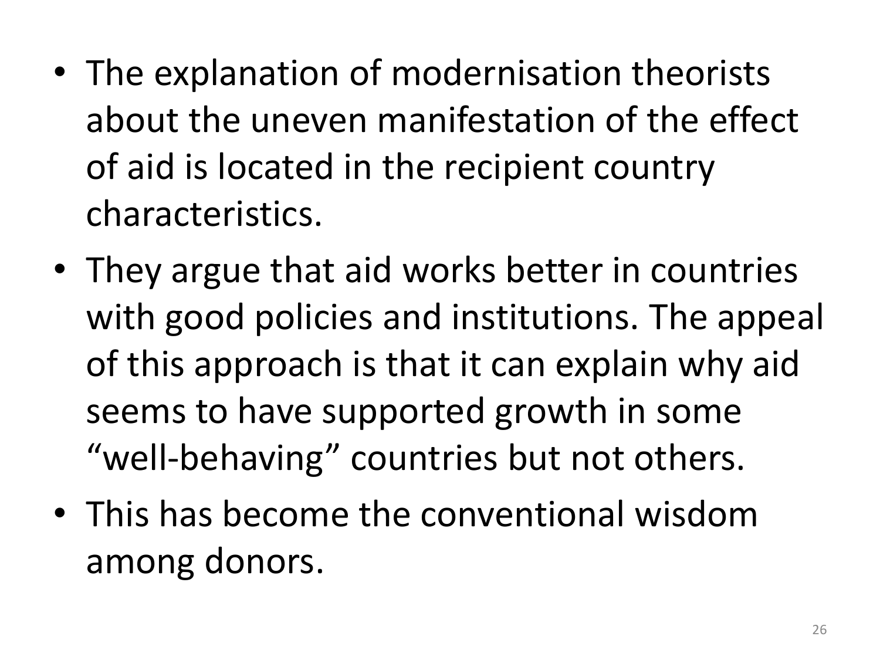- The explanation of modernisation theorists about the uneven manifestation of the effect of aid is located in the recipient country characteristics.
- They argue that aid works better in countries with good policies and institutions. The appeal of this approach is that it can explain why aid seems to have supported growth in some “well-behaving” countries but not others.
- This has become the conventional wisdom among donors.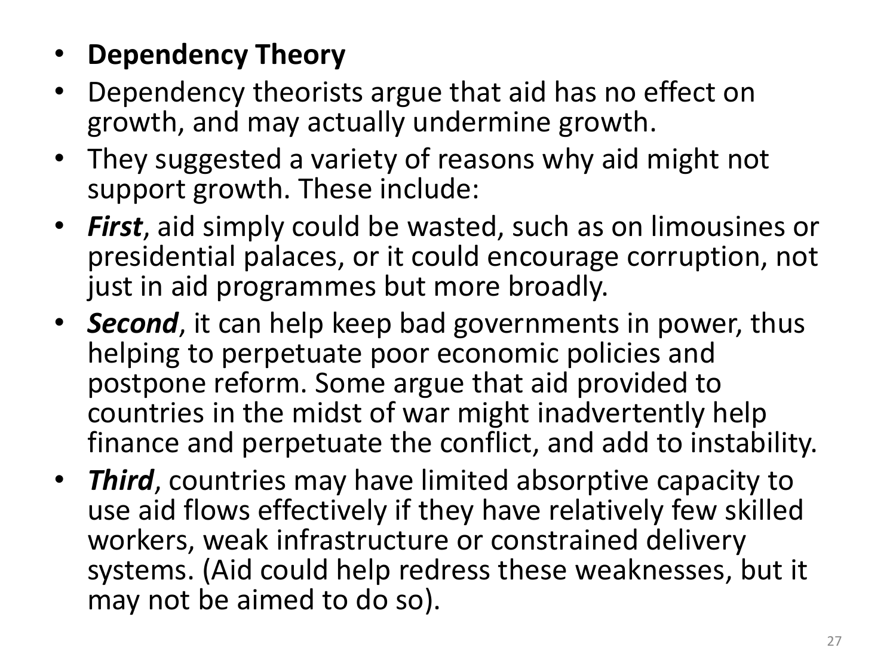- **Dependency Theory**
- Dependency theorists argue that aid has no effect on growth, and may actually undermine growth.
- They suggested a variety of reasons why aid might not support growth. These include:
- ***First***, aid simply could be wasted, such as on limousines or presidential palaces, or it could encourage corruption, not just in aid programmes but more broadly.
- ***Second***, it can help keep bad governments in power, thus helping to perpetuate poor economic policies and postpone reform. Some argue that aid provided to countries in the midst of war might inadvertently help finance and perpetuate the conflict, and add to instability.
- ***Third***, countries may have limited absorptive capacity to use aid flows effectively if they have relatively few skilled workers, weak infrastructure or constrained delivery systems. (Aid could help redress these weaknesses, but it may not be aimed to do so).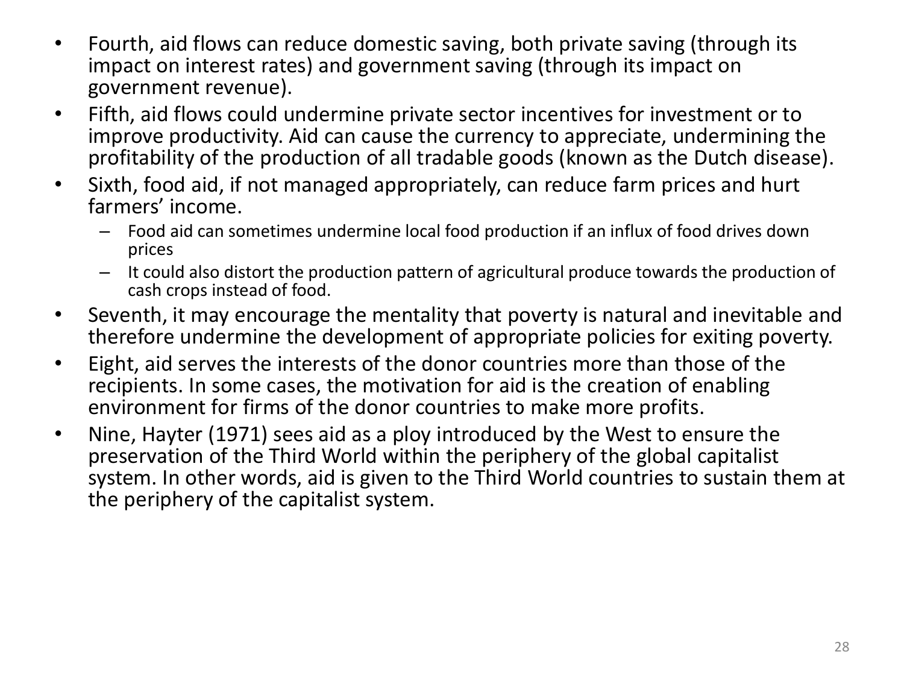- Fourth, aid flows can reduce domestic saving, both private saving (through its impact on interest rates) and government saving (through its impact on government revenue).
- Fifth, aid flows could undermine private sector incentives for investment or to improve productivity. Aid can cause the currency to appreciate, undermining the profitability of the production of all tradable goods (known as the Dutch disease).
- Sixth, food aid, if not managed appropriately, can reduce farm prices and hurt farmers' income.
  - Food aid can sometimes undermine local food production if an influx of food drives down prices
  - It could also distort the production pattern of agricultural produce towards the production of cash crops instead of food.
- Seventh, it may encourage the mentality that poverty is natural and inevitable and therefore undermine the development of appropriate policies for exiting poverty.
- Eight, aid serves the interests of the donor countries more than those of the recipients. In some cases, the motivation for aid is the creation of enabling environment for firms of the donor countries to make more profits.
- Nine, Hayter (1971) sees aid as a ploy introduced by the West to ensure the preservation of the Third World within the periphery of the global capitalist system. In other words, aid is given to the Third World countries to sustain them at the periphery of the capitalist system.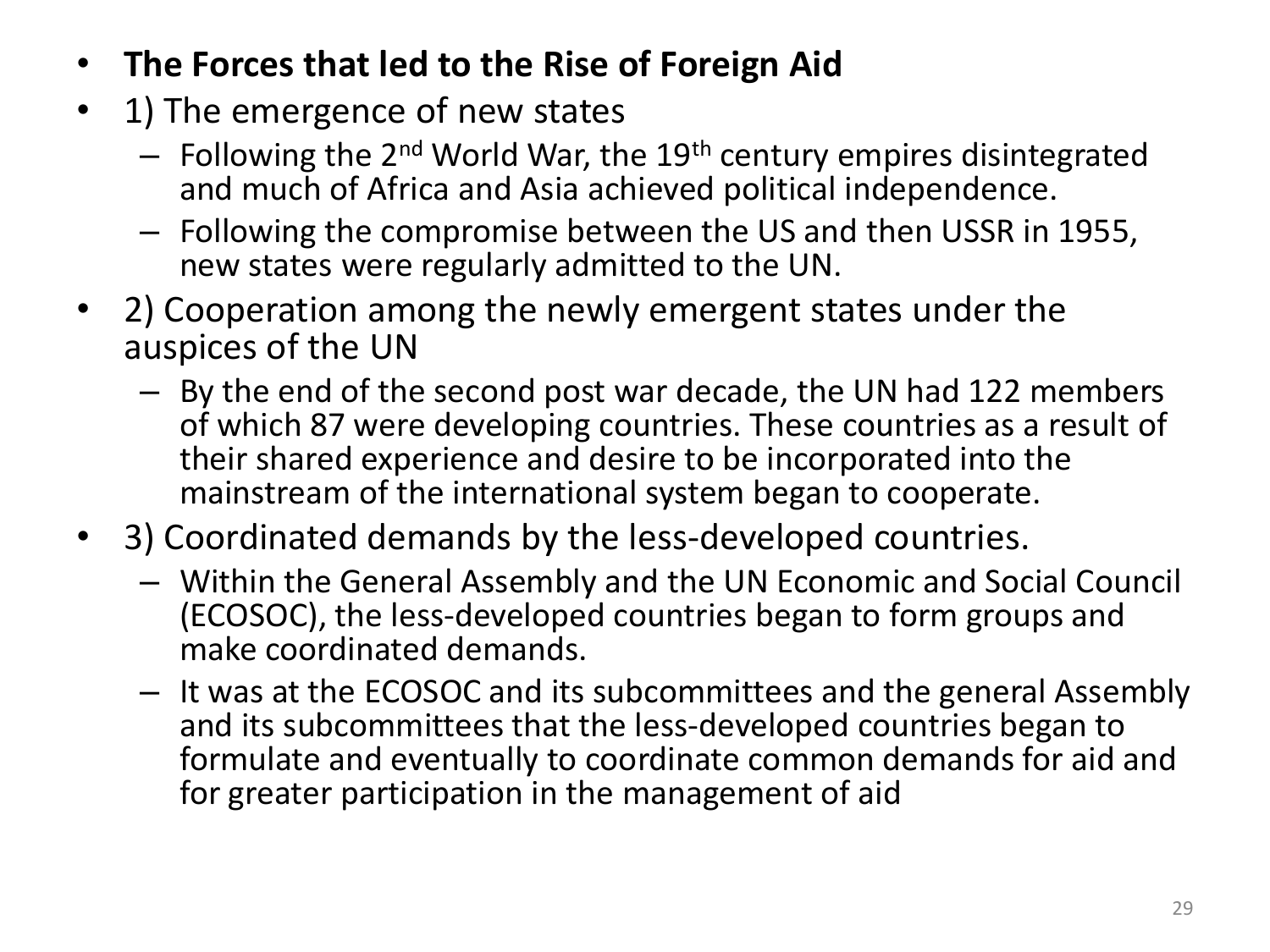- **The Forces that led to the Rise of Foreign Aid**
- 1) The emergence of new states
  - Following the 2nd World War, the 19th century empires disintegrated and much of Africa and Asia achieved political independence.
  - Following the compromise between the US and then USSR in 1955, new states were regularly admitted to the UN.
- 2) Cooperation among the newly emergent states under the auspices of the UN
  - By the end of the second post war decade, the UN had 122 members of which 87 were developing countries. These countries as a result of their shared experience and desire to be incorporated into the mainstream of the international system began to cooperate.
- 3) Coordinated demands by the less-developed countries.
  - Within the General Assembly and the UN Economic and Social Council (ECOSOC), the less-developed countries began to form groups and make coordinated demands.
  - It was at the ECOSOC and its subcommittees and the general Assembly and its subcommittees that the less-developed countries began to formulate and eventually to coordinate common demands for aid and for greater participation in the management of aid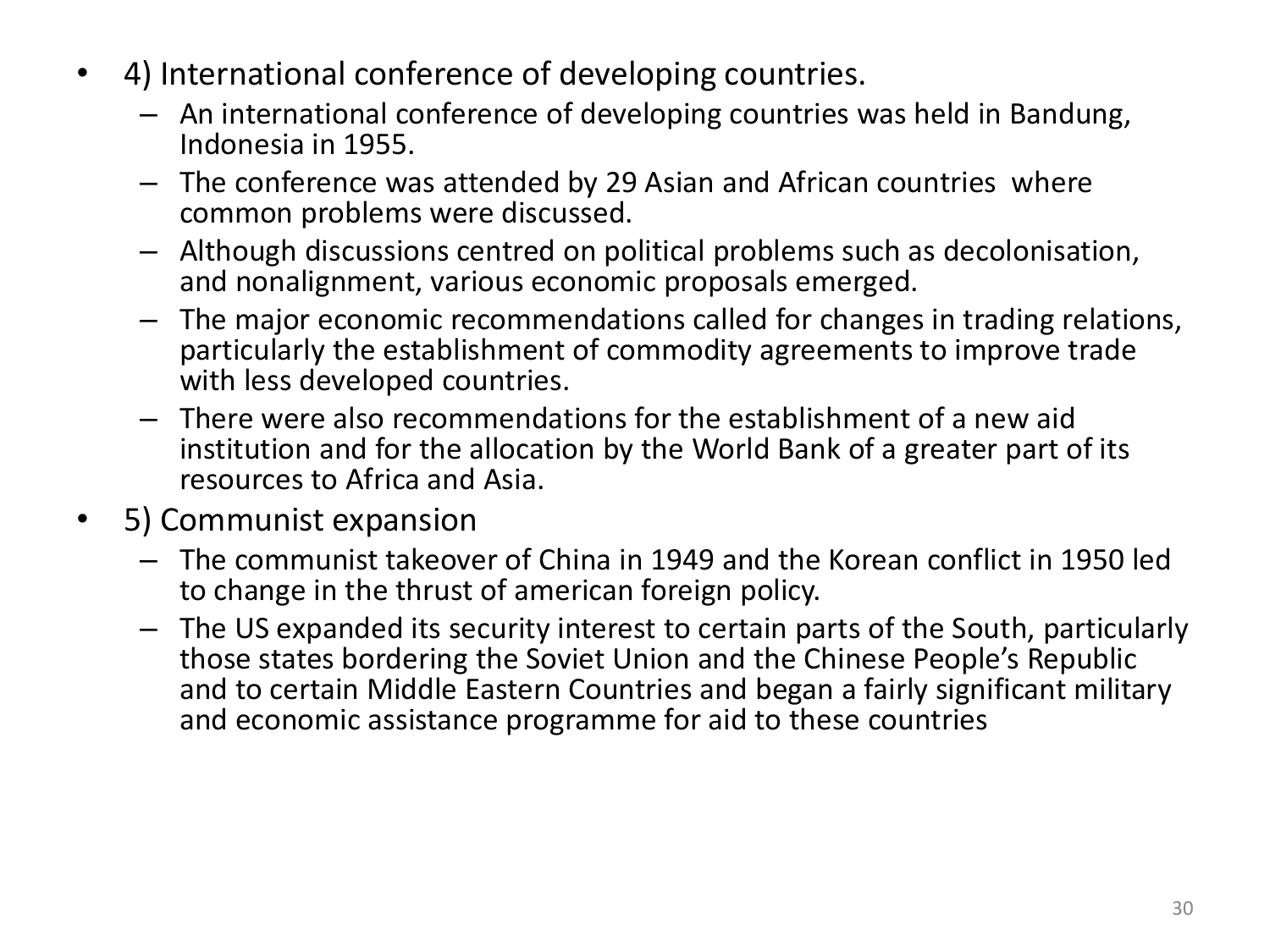- 4) International conference of developing countries.
  - An international conference of developing countries was held in Bandung, Indonesia in 1955.
  - The conference was attended by 29 Asian and African countries where common problems were discussed.
  - Although discussions centred on political problems such as decolonisation, and nonalignment, various economic proposals emerged.
  - The major economic recommendations called for changes in trading relations, particularly the establishment of commodity agreements to improve trade with less developed countries.
  - There were also recommendations for the establishment of a new aid institution and for the allocation by the World Bank of a greater part of its resources to Africa and Asia.
- 5) Communist expansion
  - The communist takeover of China in 1949 and the Korean conflict in 1950 led to change in the thrust of american foreign policy.
  - The US expanded its security interest to certain parts of the South, particularly those states bordering the Soviet Union and the Chinese People's Republic and to certain Middle Eastern Countries and began a fairly significant military and economic assistance programme for aid to these countries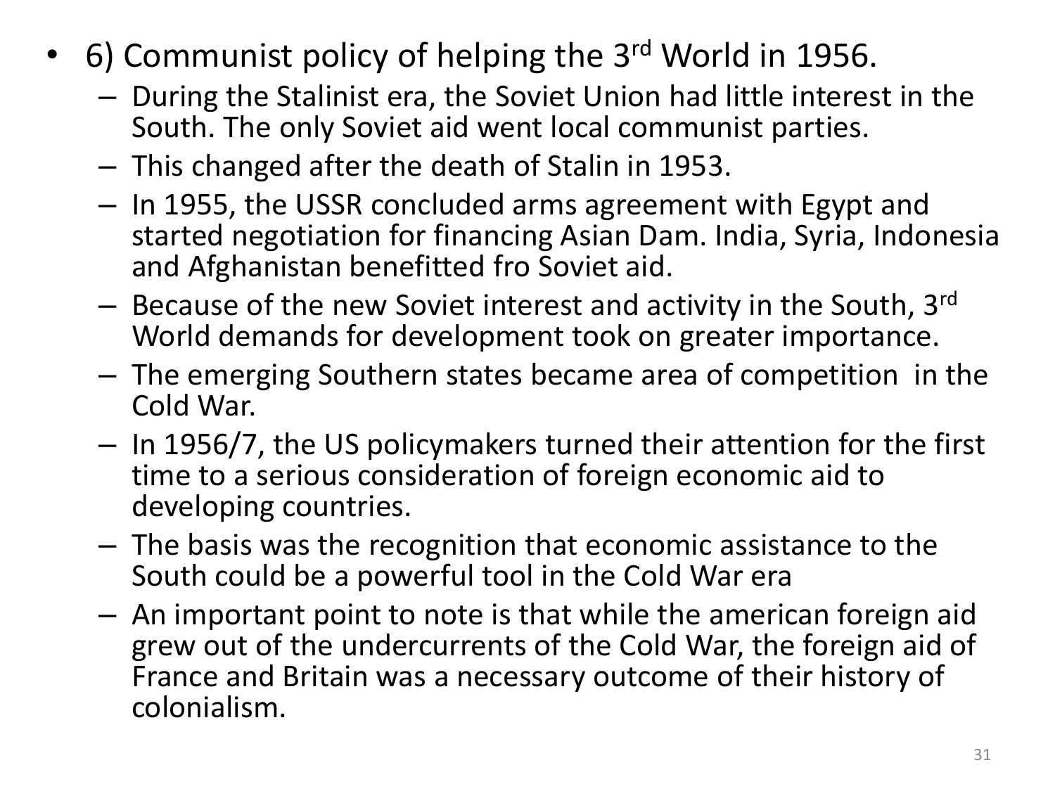- 6) Communist policy of helping the 3rd World in 1956.
  - During the Stalinist era, the Soviet Union had little interest in the South. The only Soviet aid went local communist parties.
  - This changed after the death of Stalin in 1953.
  - In 1955, the USSR concluded arms agreement with Egypt and started negotiation for financing Asian Dam. India, Syria, Indonesia and Afghanistan benefitted fro Soviet aid.
  - Because of the new Soviet interest and activity in the South, 3rd World demands for development took on greater importance.
  - The emerging Southern states became area of competition in the Cold War.
  - In 1956/7, the US policymakers turned their attention for the first time to a serious consideration of foreign economic aid to developing countries.
  - The basis was the recognition that economic assistance to the South could be a powerful tool in the Cold War era
  - An important point to note is that while the american foreign aid grew out of the undercurrents of the Cold War, the foreign aid of France and Britain was a necessary outcome of their history of colonialism.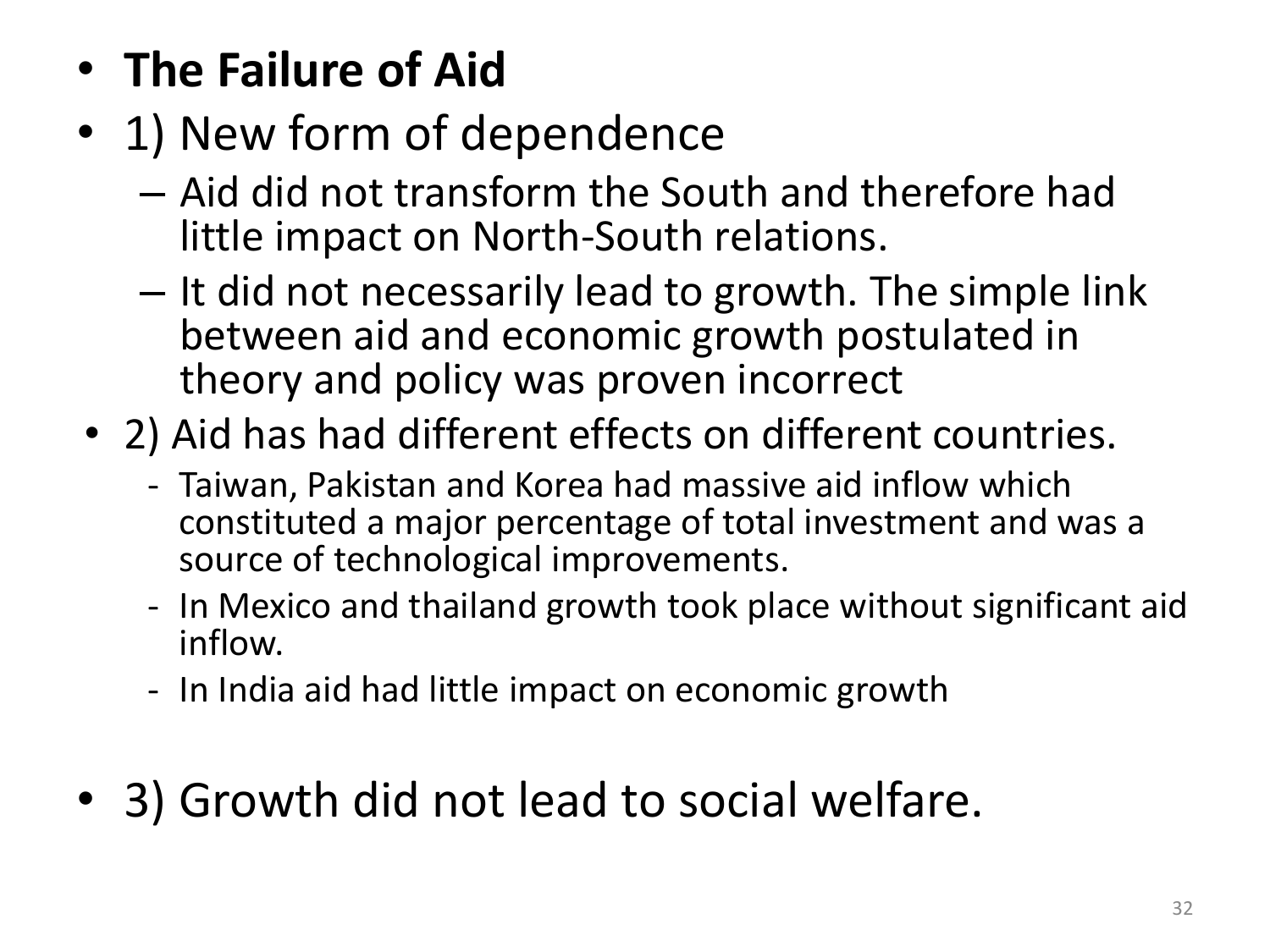- **The Failure of Aid**
- 1) New form of dependence
  - Aid did not transform the South and therefore had little impact on North-South relations.
  - It did not necessarily lead to growth. The simple link between aid and economic growth postulated in theory and policy was proven incorrect
- 2) Aid has had different effects on different countries.
  - Taiwan, Pakistan and Korea had massive aid inflow which constituted a major percentage of total investment and was a source of technological improvements.
  - In Mexico and thailand growth took place without significant aid inflow.
  - In India aid had little impact on economic growth
- 3) Growth did not lead to social welfare.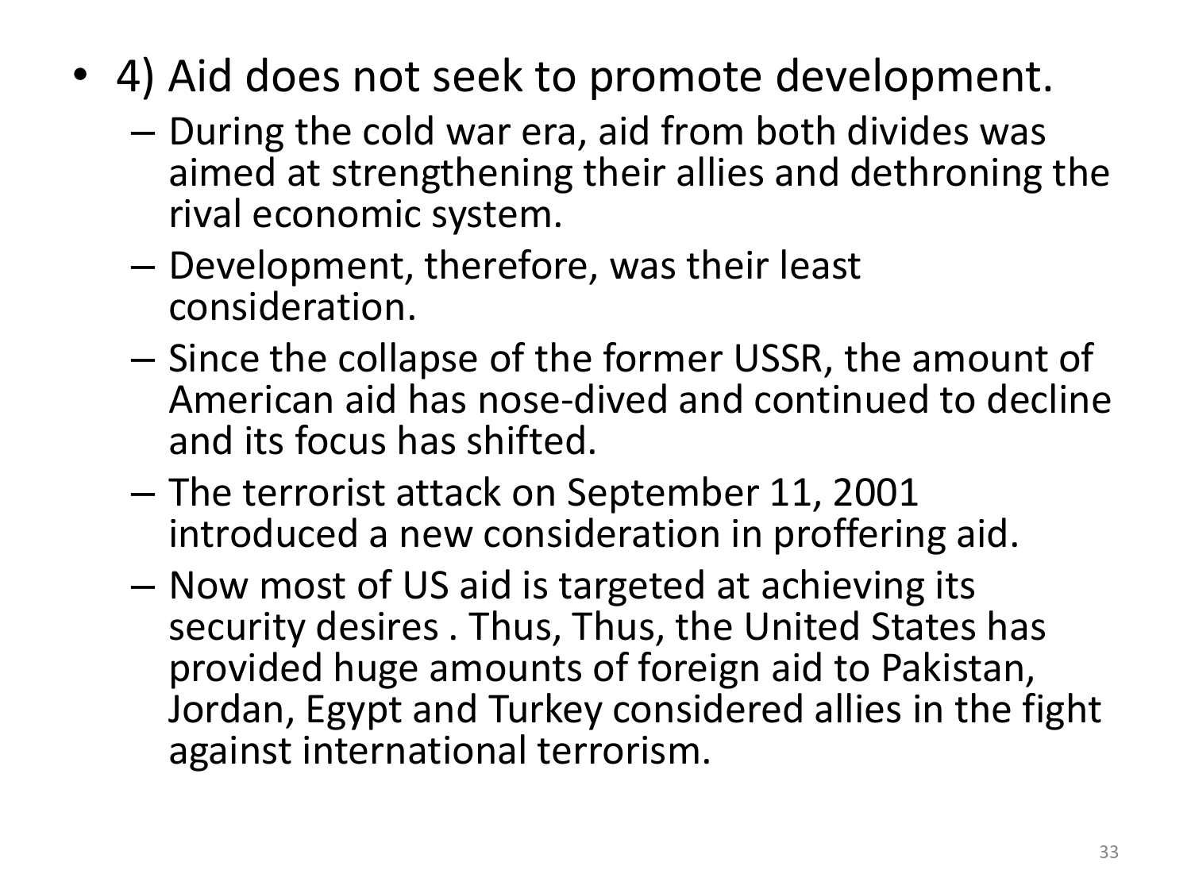- 4) Aid does not seek to promote development.
  - During the cold war era, aid from both divides was aimed at strengthening their allies and dethroning the rival economic system.
  - Development, therefore, was their least consideration.
  - Since the collapse of the former USSR, the amount of American aid has nose-dived and continued to decline and its focus has shifted.
  - The terrorist attack on September 11, 2001 introduced a new consideration in proffering aid.
  - Now most of US aid is targeted at achieving its security desires . Thus, Thus, the United States has provided huge amounts of foreign aid to Pakistan, Jordan, Egypt and Turkey considered allies in the fight against international terrorism.